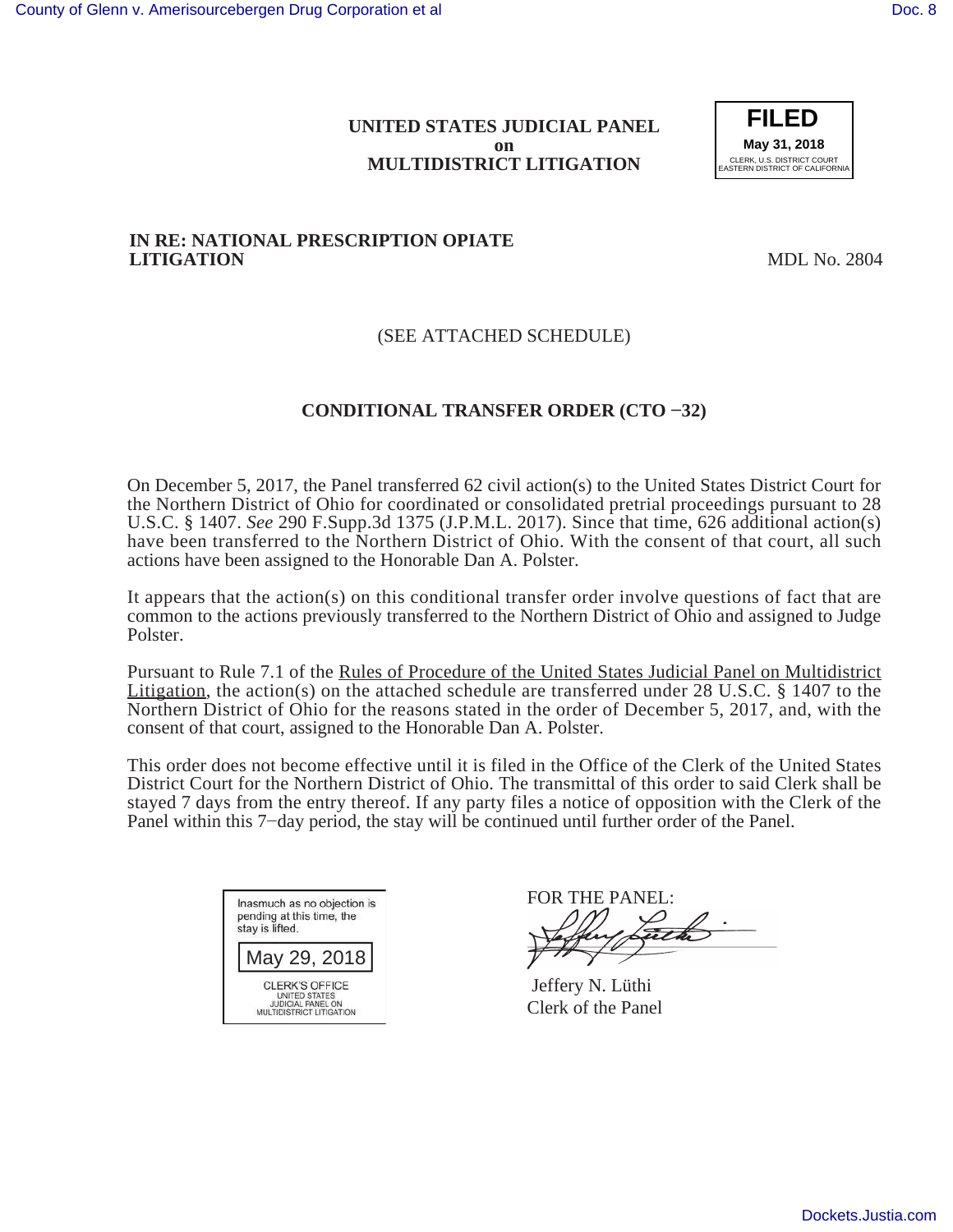**UNITED STATES JUDICIAL PANEL**
**on**
**MULTIDISTRICT LITIGATION**

FILED
May 31, 2018
CLERK, U.S. DISTRICT COURT
EASTERN DISTRICT OF CALIFORNIA

**IN RE: NATIONAL PRESCRIPTION OPIATE LITIGATION** — MDL No. 2804

(SEE ATTACHED SCHEDULE)

**CONDITIONAL TRANSFER ORDER (CTO −32)**

On December 5, 2017, the Panel transferred 62 civil action(s) to the United States District Court for the Northern District of Ohio for coordinated or consolidated pretrial proceedings pursuant to 28 U.S.C. § 1407. *See* 290 F.Supp.3d 1375 (J.P.M.L. 2017). Since that time, 626 additional action(s) have been transferred to the Northern District of Ohio. With the consent of that court, all such actions have been assigned to the Honorable Dan A. Polster.

It appears that the action(s) on this conditional transfer order involve questions of fact that are common to the actions previously transferred to the Northern District of Ohio and assigned to Judge Polster.

Pursuant to Rule 7.1 of the Rules of Procedure of the United States Judicial Panel on Multidistrict Litigation, the action(s) on the attached schedule are transferred under 28 U.S.C. § 1407 to the Northern District of Ohio for the reasons stated in the order of December 5, 2017, and, with the consent of that court, assigned to the Honorable Dan A. Polster.

This order does not become effective until it is filed in the Office of the Clerk of the United States District Court for the Northern District of Ohio. The transmittal of this order to said Clerk shall be stayed 7 days from the entry thereof. If any party files a notice of opposition with the Clerk of the Panel within this 7−day period, the stay will be continued until further order of the Panel.

Inasmuch as no objection is pending at this time, the stay is lifted.

May 29, 2018

CLERK'S OFFICE
UNITED STATES
JUDICIAL PANEL ON
MULTIDISTRICT LITIGATION

FOR THE PANEL:

Jeffery N. Lüthi
Clerk of the Panel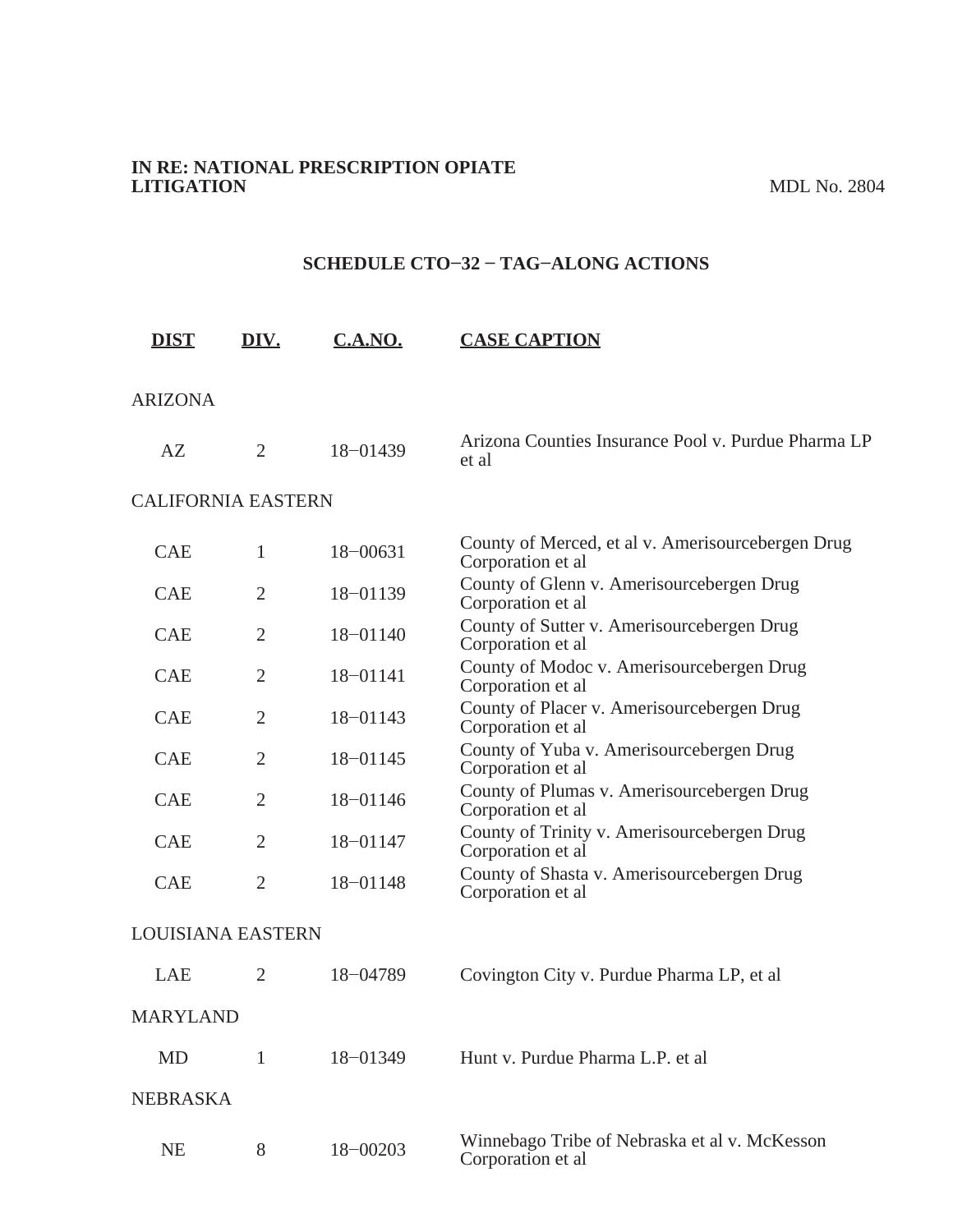**IN RE: NATIONAL PRESCRIPTION OPIATE LITIGATION** MDL No. 2804

## SCHEDULE CTO−32 − TAG−ALONG ACTIONS

| DIST | DIV. | C.A.NO. | CASE CAPTION |
|---|---|---|---|
| ARIZONA | | | |
| AZ | 2 | 18−01439 | Arizona Counties Insurance Pool v. Purdue Pharma LP et al |
| CALIFORNIA EASTERN | | | |
| CAE | 1 | 18−00631 | County of Merced, et al v. Amerisourcebergen Drug Corporation et al |
| CAE | 2 | 18−01139 | County of Glenn v. Amerisourcebergen Drug Corporation et al |
| CAE | 2 | 18−01140 | County of Sutter v. Amerisourcebergen Drug Corporation et al |
| CAE | 2 | 18−01141 | County of Modoc v. Amerisourcebergen Drug Corporation et al |
| CAE | 2 | 18−01143 | County of Placer v. Amerisourcebergen Drug Corporation et al |
| CAE | 2 | 18−01145 | County of Yuba v. Amerisourcebergen Drug Corporation et al |
| CAE | 2 | 18−01146 | County of Plumas v. Amerisourcebergen Drug Corporation et al |
| CAE | 2 | 18−01147 | County of Trinity v. Amerisourcebergen Drug Corporation et al |
| CAE | 2 | 18−01148 | County of Shasta v. Amerisourcebergen Drug Corporation et al |
| LOUISIANA EASTERN | | | |
| LAE | 2 | 18−04789 | Covington City v. Purdue Pharma LP, et al |
| MARYLAND | | | |
| MD | 1 | 18−01349 | Hunt v. Purdue Pharma L.P. et al |
| NEBRASKA | | | |
| NE | 8 | 18−00203 | Winnebago Tribe of Nebraska et al v. McKesson Corporation et al |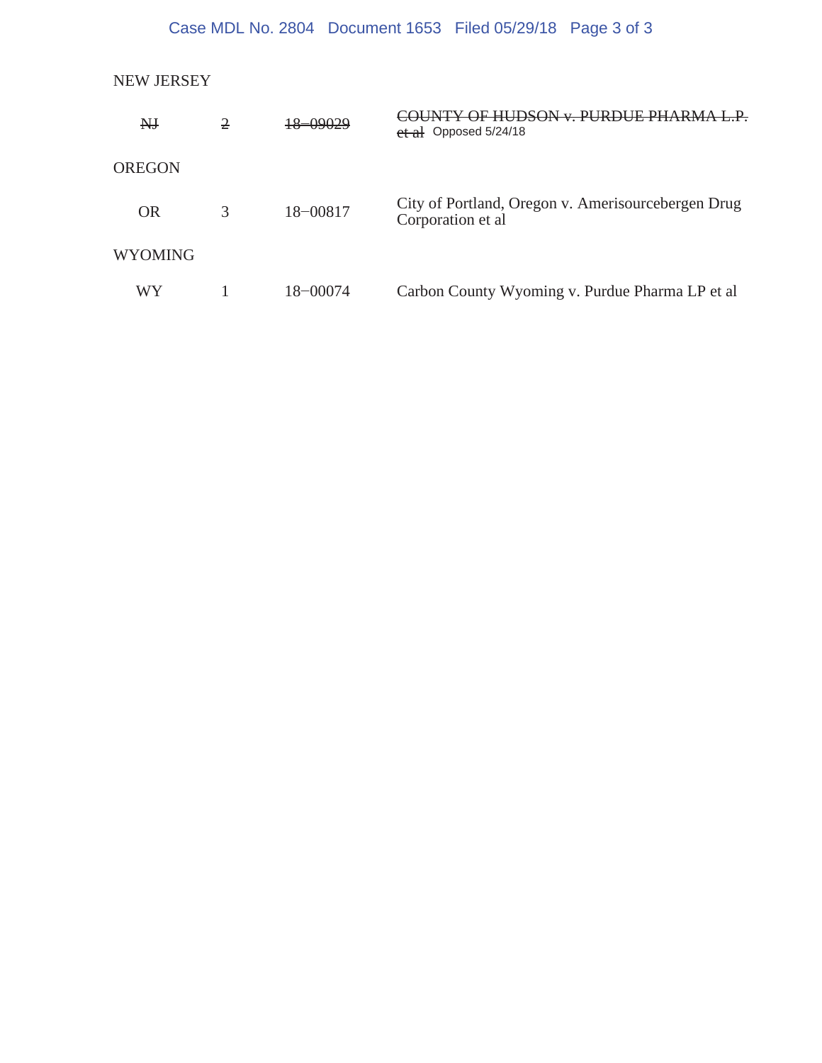NEW JERSEY

| | | | |
|---|---|---|---|
| ~~NJ~~ | ~~2~~ | ~~18−09029~~ | ~~COUNTY OF HUDSON v. PURDUE PHARMA L.P. et al~~ Opposed 5/24/18 |

OREGON

| | | | |
|---|---|---|---|
| OR | 3 | 18−00817 | City of Portland, Oregon v. Amerisourcebergen Drug Corporation et al |

WYOMING

| | | | |
|---|---|---|---|
| WY | 1 | 18−00074 | Carbon County Wyoming v. Purdue Pharma LP et al |